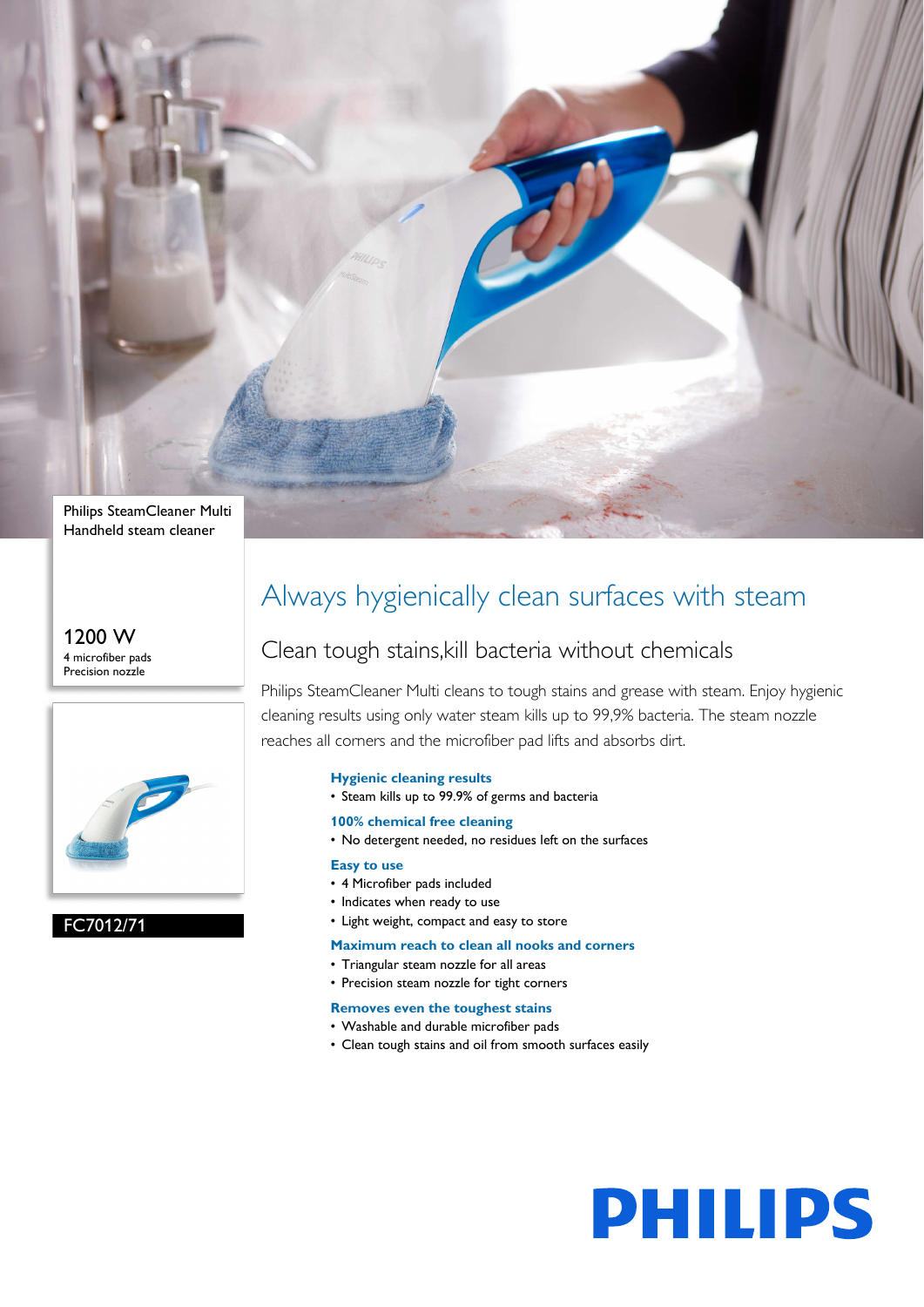Philips SteamCleaner Multi
Handheld steam cleaner

1200 W
4 microfiber pads
Precision nozzle

FC7012/71

# Always hygienically clean surfaces with steam

## Clean tough stains,kill bacteria without chemicals

Philips SteamCleaner Multi cleans to tough stains and grease with steam. Enjoy hygienic cleaning results using only water steam kills up to 99,9% bacteria. The steam nozzle reaches all corners and the microfiber pad lifts and absorbs dirt.

**Hygienic cleaning results**
- Steam kills up to 99.9% of germs and bacteria

**100% chemical free cleaning**
- No detergent needed, no residues left on the surfaces

**Easy to use**
- 4 Microfiber pads included
- Indicates when ready to use
- Light weight, compact and easy to store

**Maximum reach to clean all nooks and corners**
- Triangular steam nozzle for all areas
- Precision steam nozzle for tight corners

**Removes even the toughest stains**
- Washable and durable microfiber pads
- Clean tough stains and oil from smooth surfaces easily

PHILIPS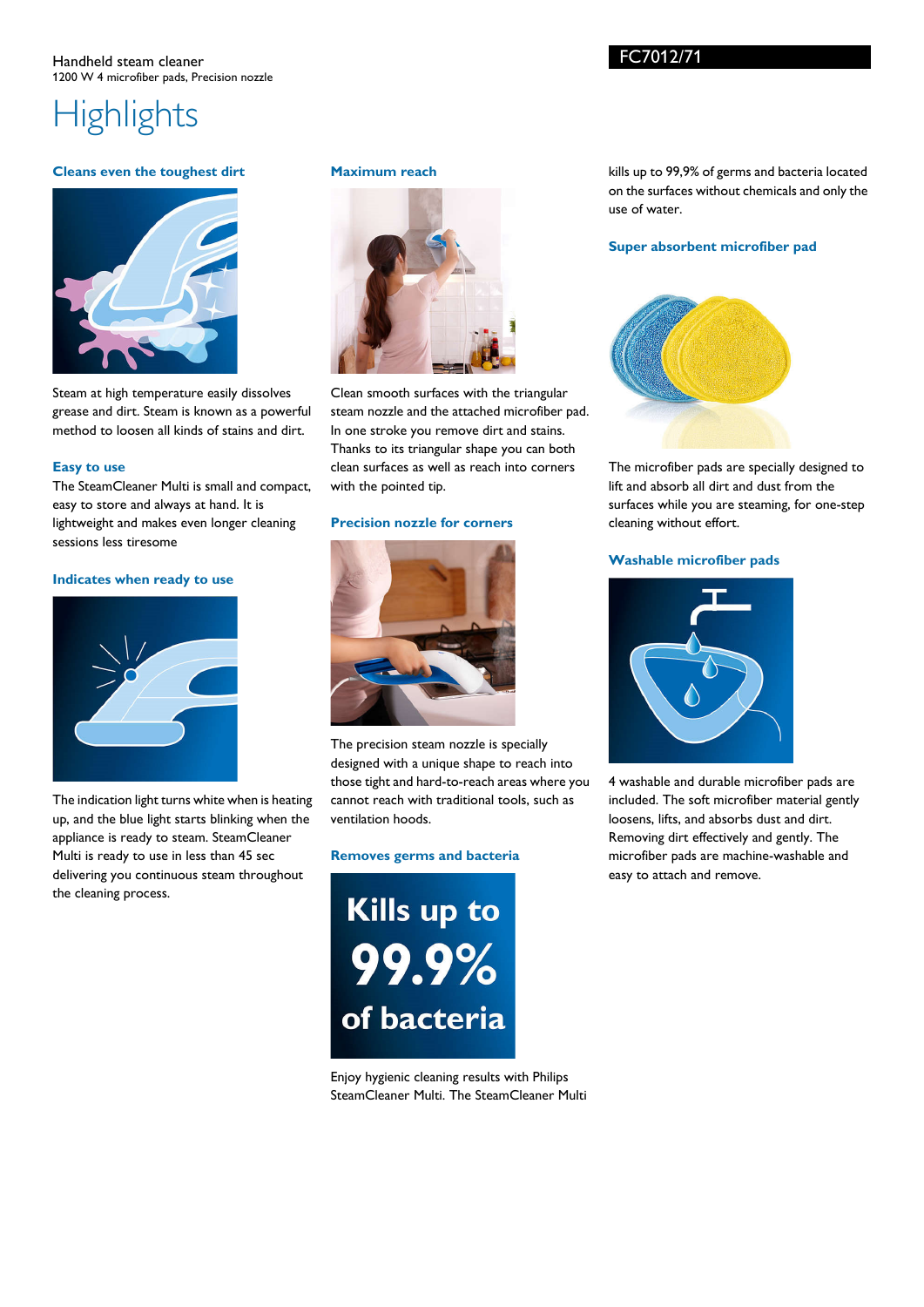Handheld steam cleaner
1200 W 4 microfiber pads, Precision nozzle

FC7012/71

# Highlights

### Cleans even the toughest dirt

Steam at high temperature easily dissolves grease and dirt. Steam is known as a powerful method to loosen all kinds of stains and dirt.

### Easy to use

The SteamCleaner Multi is small and compact, easy to store and always at hand. It is lightweight and makes even longer cleaning sessions less tiresome

### Indicates when ready to use

The indication light turns white when is heating up, and the blue light starts blinking when the appliance is ready to steam. SteamCleaner Multi is ready to use in less than 45 sec delivering you continuous steam throughout the cleaning process.

### Maximum reach

Clean smooth surfaces with the triangular steam nozzle and the attached microfiber pad. In one stroke you remove dirt and stains. Thanks to its triangular shape you can both clean surfaces as well as reach into corners with the pointed tip.

### Precision nozzle for corners

The precision steam nozzle is specially designed with a unique shape to reach into those tight and hard-to-reach areas where you cannot reach with traditional tools, such as ventilation hoods.

### Removes germs and bacteria

Kills up to 99.9% of bacteria

Enjoy hygienic cleaning results with Philips SteamCleaner Multi. The SteamCleaner Multi kills up to 99,9% of germs and bacteria located on the surfaces without chemicals and only the use of water.

### Super absorbent microfiber pad

The microfiber pads are specially designed to lift and absorb all dirt and dust from the surfaces while you are steaming, for one-step cleaning without effort.

### Washable microfiber pads

4 washable and durable microfiber pads are included. The soft microfiber material gently loosens, lifts, and absorbs dust and dirt. Removing dirt effectively and gently. The microfiber pads are machine-washable and easy to attach and remove.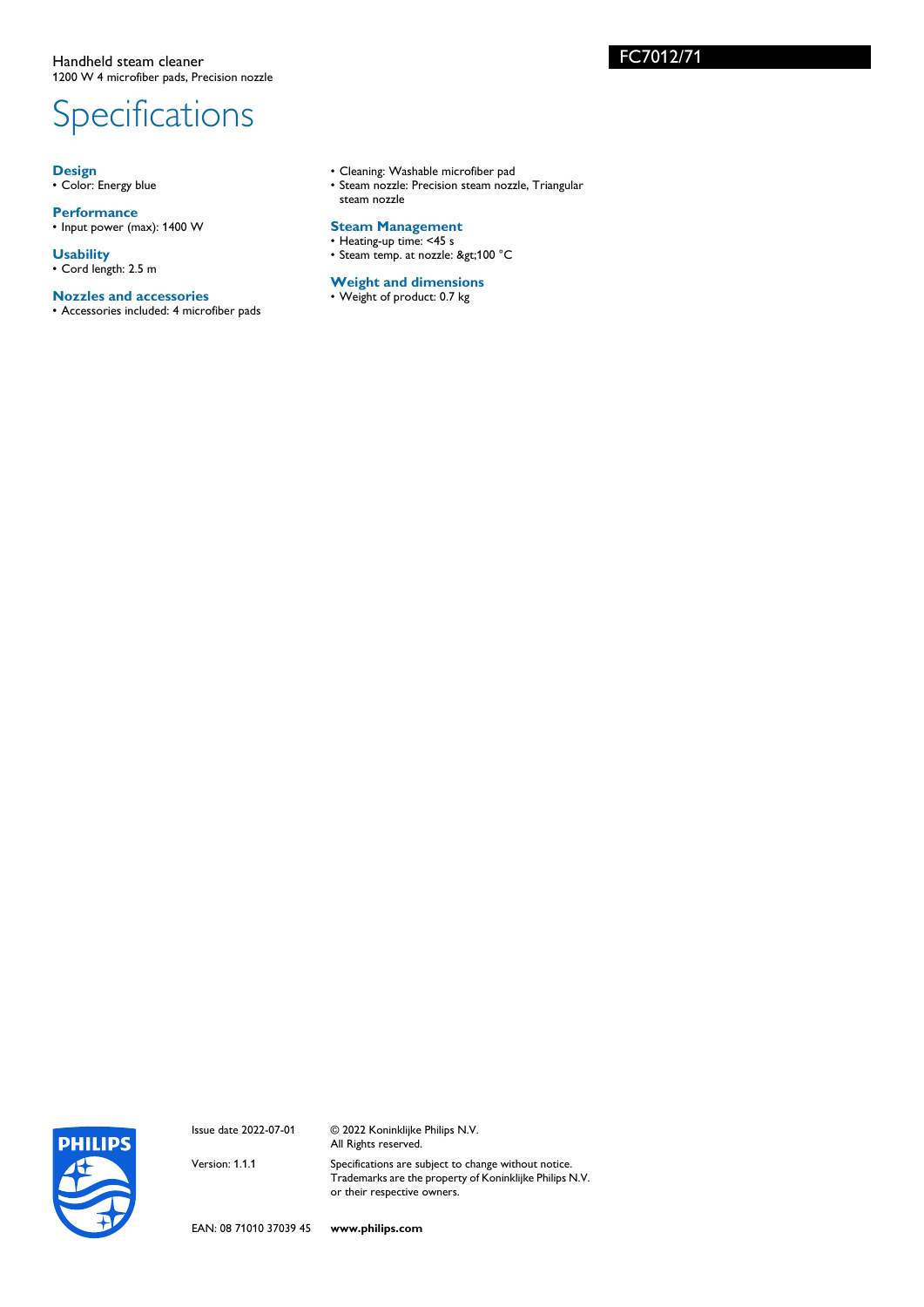Handheld steam cleaner
1200 W 4 microfiber pads, Precision nozzle

FC7012/71

# Specifications

### Design
- Color: Energy blue

### Performance
- Input power (max): 1400 W

### Usability
- Cord length: 2.5 m

### Nozzles and accessories
- Accessories included: 4 microfiber pads
- Cleaning: Washable microfiber pad
- Steam nozzle: Precision steam nozzle, Triangular steam nozzle

### Steam Management
- Heating-up time: <45 s
- Steam temp. at nozzle: &gt;100 °C

### Weight and dimensions
- Weight of product: 0.7 kg

Issue date 2022-07-01

Version: 1.1.1

EAN: 08 71010 37039 45

© 2022 Koninklijke Philips N.V.
All Rights reserved.

Specifications are subject to change without notice. Trademarks are the property of Koninklijke Philips N.V. or their respective owners.

**www.philips.com**